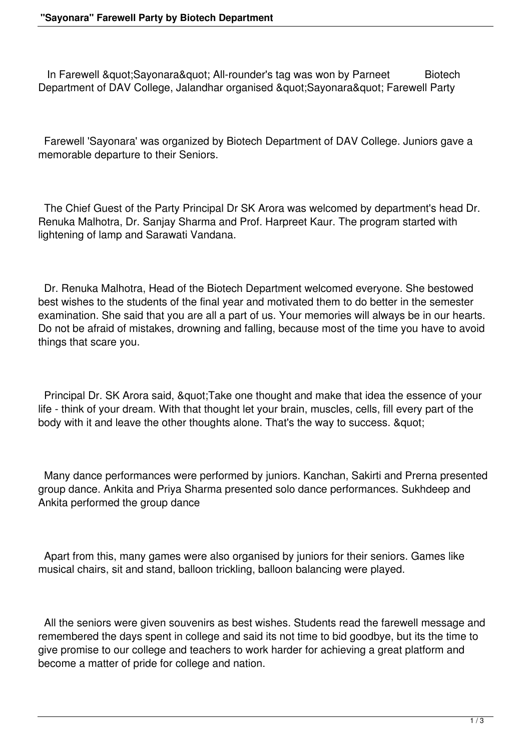In Farewell &quot;Sayonara&quot; All-rounder's tag was won by Parneet Biotech Department of DAV College, Jalandhar organised &quot;Sayonara&quot; Farewell Party

Farewell 'Sayonara' was organized by Biotech Department of DAV College. Juniors gave a memorable departure to their Seniors.

The Chief Guest of the Party Principal Dr SK Arora was welcomed by department's head Dr. Renuka Malhotra, Dr. Sanjay Sharma and Prof. Harpreet Kaur. The program started with lightening of lamp and Sarawati Vandana.

Dr. Renuka Malhotra, Head of the Biotech Department welcomed everyone. She bestowed best wishes to the students of the final year and motivated them to do better in the semester examination. She said that you are all a part of us. Your memories will always be in our hearts. Do not be afraid of mistakes, drowning and falling, because most of the time you have to avoid things that scare you.

Principal Dr. SK Arora said, &quot;Take one thought and make that idea the essence of your life - think of your dream. With that thought let your brain, muscles, cells, fill every part of the body with it and leave the other thoughts alone. That's the way to success. &quot;

Many dance performances were performed by juniors. Kanchan, Sakirti and Prerna presented group dance. Ankita and Priya Sharma presented solo dance performances. Sukhdeep and Ankita performed the group dance

Apart from this, many games were also organised by juniors for their seniors. Games like musical chairs, sit and stand, balloon trickling, balloon balancing were played.

All the seniors were given souvenirs as best wishes. Students read the farewell message and remembered the days spent in college and said its not time to bid goodbye, but its the time to give promise to our college and teachers to work harder for achieving a great platform and become a matter of pride for college and nation.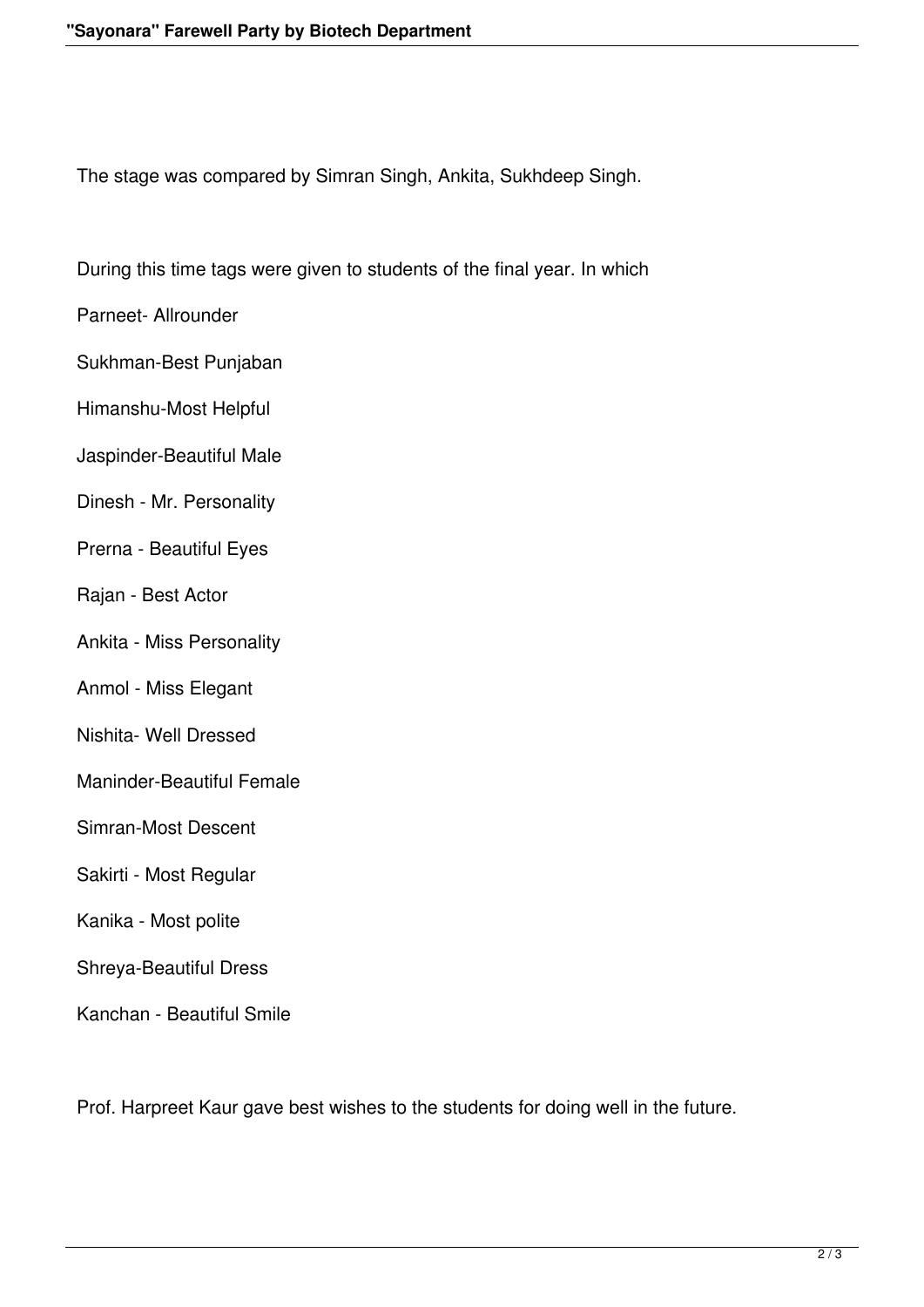The stage was compared by Simran Singh, Ankita, Sukhdeep Singh.

During this time tags were given to students of the final year. In which

Parneet- Allrounder

Sukhman-Best Punjaban

Himanshu-Most Helpful

Jaspinder-Beautiful Male

Dinesh - Mr. Personality

Prerna - Beautiful Eyes

Rajan - Best Actor

Ankita - Miss Personality

Anmol - Miss Elegant

Nishita- Well Dressed

Maninder-Beautiful Female

Simran-Most Descent

Sakirti - Most Regular

Kanika - Most polite

Shreya-Beautiful Dress

Kanchan - Beautiful Smile

Prof. Harpreet Kaur gave best wishes to the students for doing well in the future.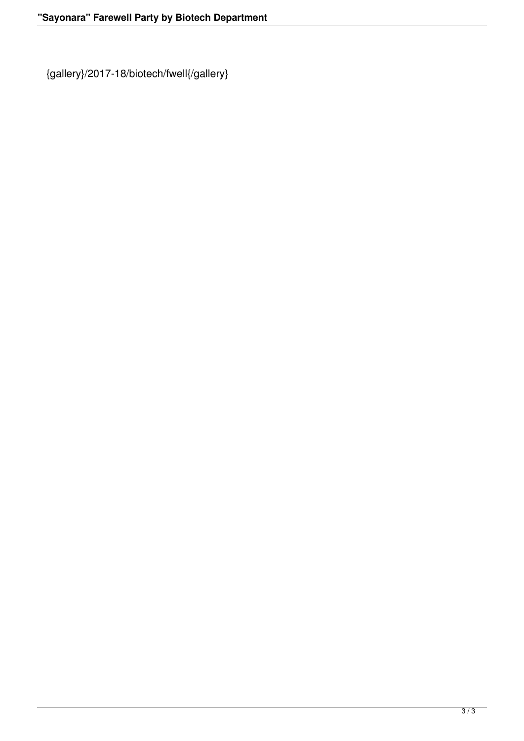{gallery}/2017-18/biotech/fwell{/gallery}